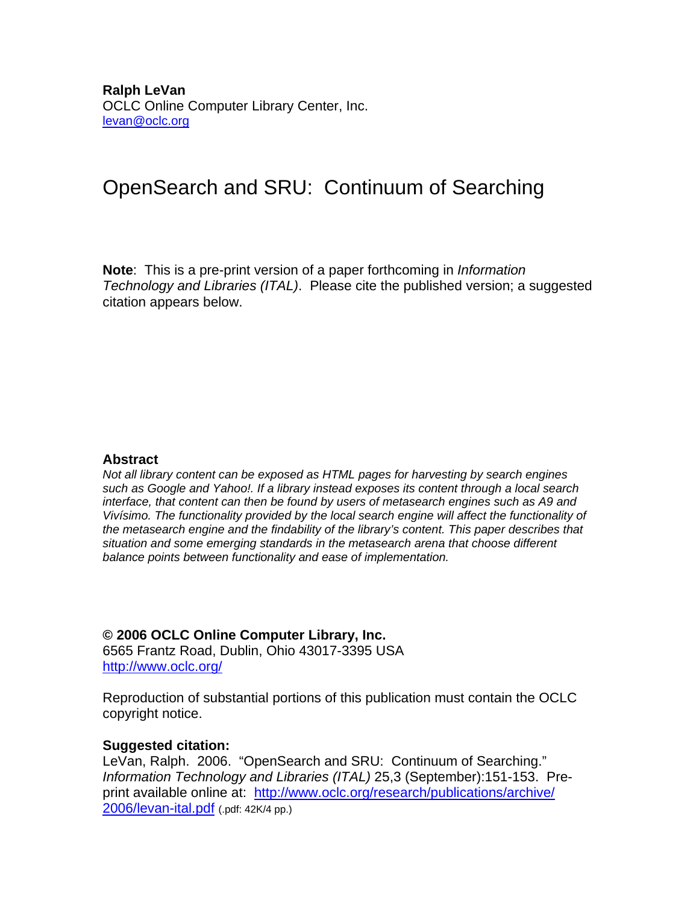**Ralph LeVan**
OCLC Online Computer Library Center, Inc.
levan@oclc.org

# OpenSearch and SRU: Continuum of Searching

**Note**: This is a pre-print version of a paper forthcoming in *Information Technology and Libraries (ITAL)*. Please cite the published version; a suggested citation appears below.

### Abstract

*Not all library content can be exposed as HTML pages for harvesting by search engines such as Google and Yahoo!. If a library instead exposes its content through a local search interface, that content can then be found by users of metasearch engines such as A9 and Vivísimo. The functionality provided by the local search engine will affect the functionality of the metasearch engine and the findability of the library's content. This paper describes that situation and some emerging standards in the metasearch arena that choose different balance points between functionality and ease of implementation.*

**© 2006 OCLC Online Computer Library, Inc.**
6565 Frantz Road, Dublin, Ohio 43017-3395 USA
http://www.oclc.org/

Reproduction of substantial portions of this publication must contain the OCLC copyright notice.

**Suggested citation:**
LeVan, Ralph. 2006. "OpenSearch and SRU: Continuum of Searching." *Information Technology and Libraries (ITAL)* 25,3 (September):151-153. Pre-print available online at: http://www.oclc.org/research/publications/archive/2006/levan-ital.pdf (.pdf: 42K/4 pp.)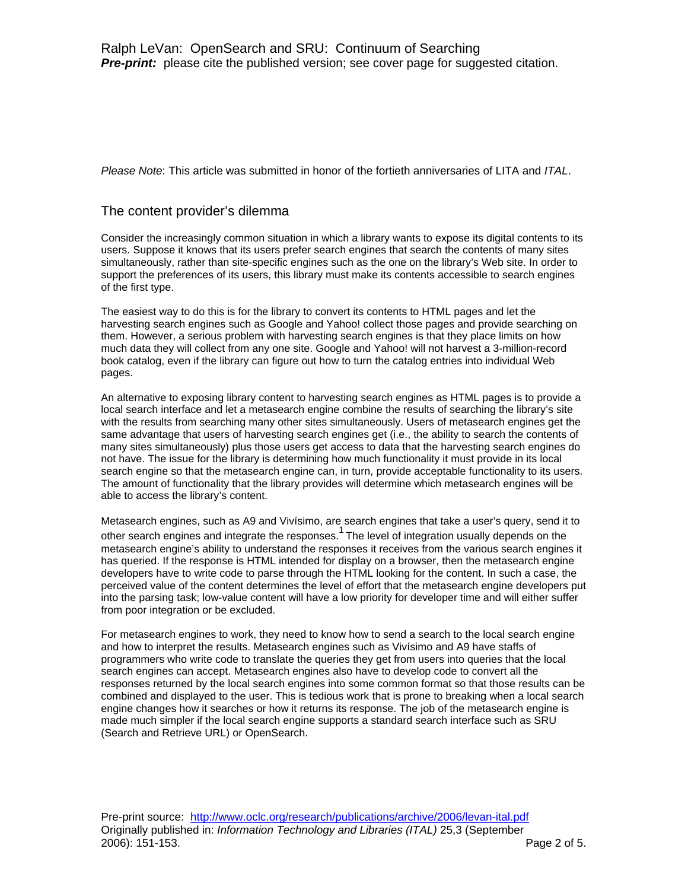*Please Note*: This article was submitted in honor of the fortieth anniversaries of LITA and *ITAL*.

## The content provider's dilemma

Consider the increasingly common situation in which a library wants to expose its digital contents to its users. Suppose it knows that its users prefer search engines that search the contents of many sites simultaneously, rather than site-specific engines such as the one on the library's Web site. In order to support the preferences of its users, this library must make its contents accessible to search engines of the first type.

The easiest way to do this is for the library to convert its contents to HTML pages and let the harvesting search engines such as Google and Yahoo! collect those pages and provide searching on them. However, a serious problem with harvesting search engines is that they place limits on how much data they will collect from any one site. Google and Yahoo! will not harvest a 3-million-record book catalog, even if the library can figure out how to turn the catalog entries into individual Web pages.

An alternative to exposing library content to harvesting search engines as HTML pages is to provide a local search interface and let a metasearch engine combine the results of searching the library's site with the results from searching many other sites simultaneously. Users of metasearch engines get the same advantage that users of harvesting search engines get (i.e., the ability to search the contents of many sites simultaneously) plus those users get access to data that the harvesting search engines do not have. The issue for the library is determining how much functionality it must provide in its local search engine so that the metasearch engine can, in turn, provide acceptable functionality to its users. The amount of functionality that the library provides will determine which metasearch engines will be able to access the library's content.

Metasearch engines, such as A9 and Vivísimo, are search engines that take a user's query, send it to other search engines and integrate the responses.[1] The level of integration usually depends on the metasearch engine's ability to understand the responses it receives from the various search engines it has queried. If the response is HTML intended for display on a browser, then the metasearch engine developers have to write code to parse through the HTML looking for the content. In such a case, the perceived value of the content determines the level of effort that the metasearch engine developers put into the parsing task; low-value content will have a low priority for developer time and will either suffer from poor integration or be excluded.

For metasearch engines to work, they need to know how to send a search to the local search engine and how to interpret the results. Metasearch engines such as Vivísimo and A9 have staffs of programmers who write code to translate the queries they get from users into queries that the local search engines can accept. Metasearch engines also have to develop code to convert all the responses returned by the local search engines into some common format so that those results can be combined and displayed to the user. This is tedious work that is prone to breaking when a local search engine changes how it searches or how it returns its response. The job of the metasearch engine is made much simpler if the local search engine supports a standard search interface such as SRU (Search and Retrieve URL) or OpenSearch.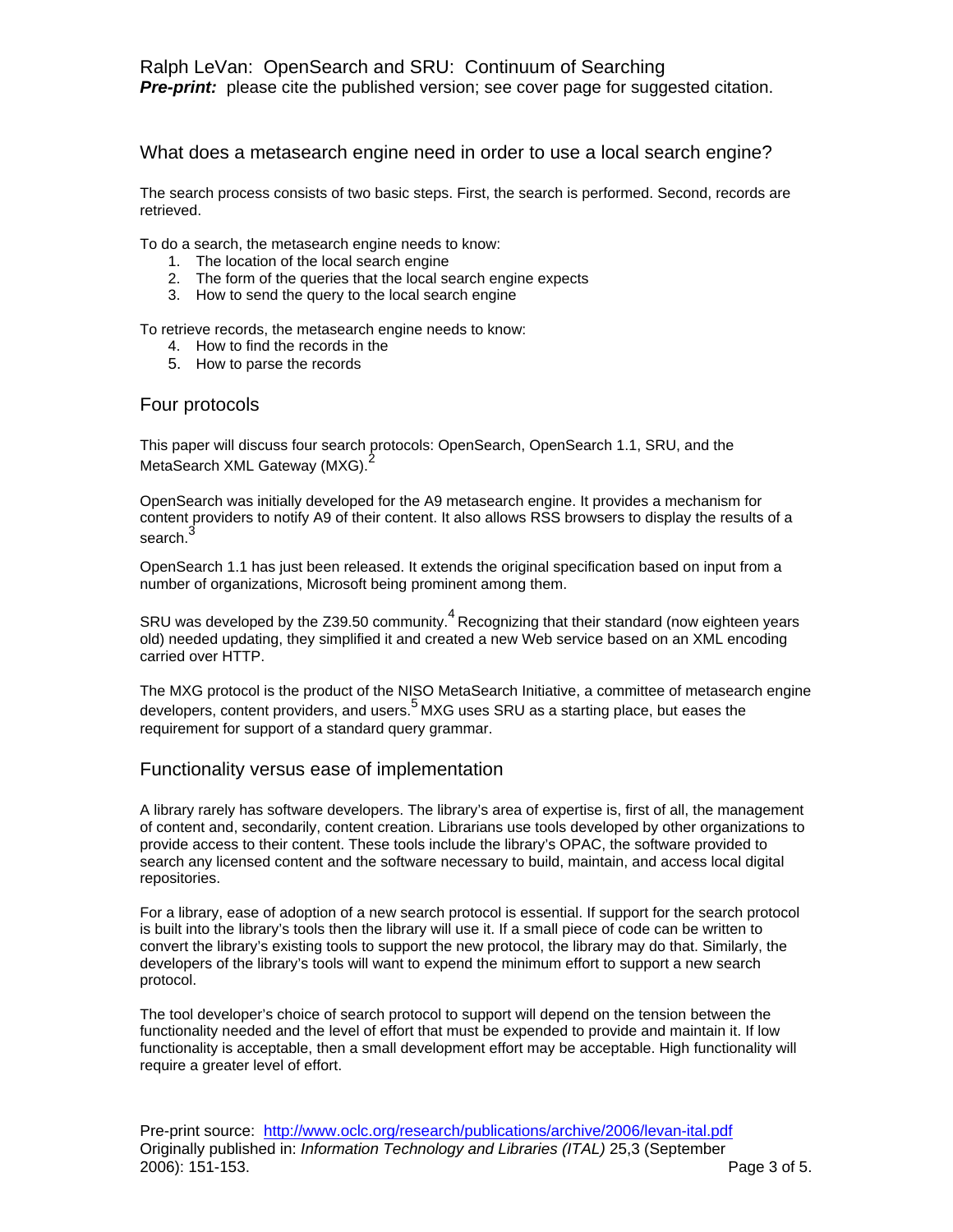## What does a metasearch engine need in order to use a local search engine?

The search process consists of two basic steps. First, the search is performed. Second, records are retrieved.

To do a search, the metasearch engine needs to know:

1. The location of the local search engine
2. The form of the queries that the local search engine expects
3. How to send the query to the local search engine

To retrieve records, the metasearch engine needs to know:

4. How to find the records in the
5. How to parse the records

## Four protocols

This paper will discuss four search protocols: OpenSearch, OpenSearch 1.1, SRU, and the MetaSearch XML Gateway (MXG).[2]

OpenSearch was initially developed for the A9 metasearch engine. It provides a mechanism for content providers to notify A9 of their content. It also allows RSS browsers to display the results of a search.[3]

OpenSearch 1.1 has just been released. It extends the original specification based on input from a number of organizations, Microsoft being prominent among them.

SRU was developed by the Z39.50 community.[4] Recognizing that their standard (now eighteen years old) needed updating, they simplified it and created a new Web service based on an XML encoding carried over HTTP.

The MXG protocol is the product of the NISO MetaSearch Initiative, a committee of metasearch engine developers, content providers, and users.[5] MXG uses SRU as a starting place, but eases the requirement for support of a standard query grammar.

## Functionality versus ease of implementation

A library rarely has software developers. The library's area of expertise is, first of all, the management of content and, secondarily, content creation. Librarians use tools developed by other organizations to provide access to their content. These tools include the library's OPAC, the software provided to search any licensed content and the software necessary to build, maintain, and access local digital repositories.

For a library, ease of adoption of a new search protocol is essential. If support for the search protocol is built into the library's tools then the library will use it. If a small piece of code can be written to convert the library's existing tools to support the new protocol, the library may do that. Similarly, the developers of the library's tools will want to expend the minimum effort to support a new search protocol.

The tool developer's choice of search protocol to support will depend on the tension between the functionality needed and the level of effort that must be expended to provide and maintain it. If low functionality is acceptable, then a small development effort may be acceptable. High functionality will require a greater level of effort.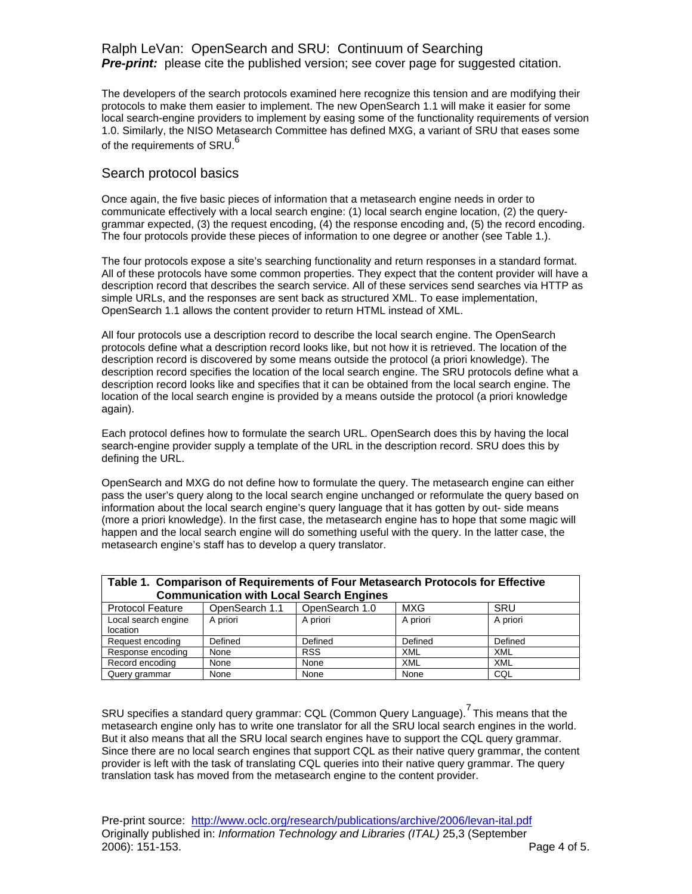The developers of the search protocols examined here recognize this tension and are modifying their protocols to make them easier to implement. The new OpenSearch 1.1 will make it easier for some local search-engine providers to implement by easing some of the functionality requirements of version 1.0. Similarly, the NISO Metasearch Committee has defined MXG, a variant of SRU that eases some of the requirements of SRU.[6]

## Search protocol basics

Once again, the five basic pieces of information that a metasearch engine needs in order to communicate effectively with a local search engine: (1) local search engine location, (2) the query-grammar expected, (3) the request encoding, (4) the response encoding and, (5) the record encoding. The four protocols provide these pieces of information to one degree or another (see Table 1.).

The four protocols expose a site's searching functionality and return responses in a standard format. All of these protocols have some common properties. They expect that the content provider will have a description record that describes the search service. All of these services send searches via HTTP as simple URLs, and the responses are sent back as structured XML. To ease implementation, OpenSearch 1.1 allows the content provider to return HTML instead of XML.

All four protocols use a description record to describe the local search engine. The OpenSearch protocols define what a description record looks like, but not how it is retrieved. The location of the description record is discovered by some means outside the protocol (a priori knowledge). The description record specifies the location of the local search engine. The SRU protocols define what a description record looks like and specifies that it can be obtained from the local search engine. The location of the local search engine is provided by a means outside the protocol (a priori knowledge again).

Each protocol defines how to formulate the search URL. OpenSearch does this by having the local search-engine provider supply a template of the URL in the description record. SRU does this by defining the URL.

OpenSearch and MXG do not define how to formulate the query. The metasearch engine can either pass the user's query along to the local search engine unchanged or reformulate the query based on information about the local search engine's query language that it has gotten by out- side means (more a priori knowledge). In the first case, the metasearch engine has to hope that some magic will happen and the local search engine will do something useful with the query. In the latter case, the metasearch engine's staff has to develop a query translator.

**Table 1. Comparison of Requirements of Four Metasearch Protocols for Effective Communication with Local Search Engines**

| Protocol Feature | OpenSearch 1.1 | OpenSearch 1.0 | MXG | SRU |
|---|---|---|---|---|
| Local search engine location | A priori | A priori | A priori | A priori |
| Request encoding | Defined | Defined | Defined | Defined |
| Response encoding | None | RSS | XML | XML |
| Record encoding | None | None | XML | XML |
| Query grammar | None | None | None | CQL |

SRU specifies a standard query grammar: CQL (Common Query Language).[7] This means that the metasearch engine only has to write one translator for all the SRU local search engines in the world. But it also means that all the SRU local search engines have to support the CQL query grammar. Since there are no local search engines that support CQL as their native query grammar, the content provider is left with the task of translating CQL queries into their native query grammar. The query translation task has moved from the metasearch engine to the content provider.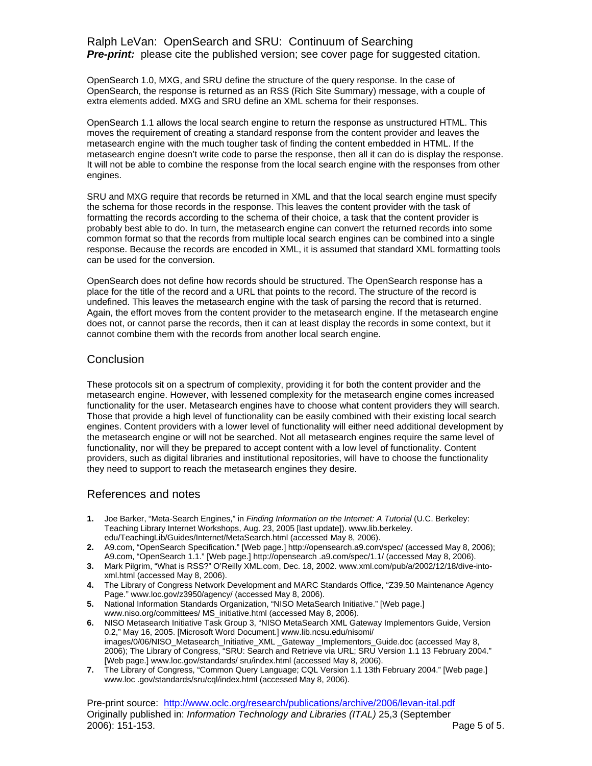OpenSearch 1.0, MXG, and SRU define the structure of the query response. In the case of OpenSearch, the response is returned as an RSS (Rich Site Summary) message, with a couple of extra elements added. MXG and SRU define an XML schema for their responses.

OpenSearch 1.1 allows the local search engine to return the response as unstructured HTML. This moves the requirement of creating a standard response from the content provider and leaves the metasearch engine with the much tougher task of finding the content embedded in HTML. If the metasearch engine doesn't write code to parse the response, then all it can do is display the response. It will not be able to combine the response from the local search engine with the responses from other engines.

SRU and MXG require that records be returned in XML and that the local search engine must specify the schema for those records in the response. This leaves the content provider with the task of formatting the records according to the schema of their choice, a task that the content provider is probably best able to do. In turn, the metasearch engine can convert the returned records into some common format so that the records from multiple local search engines can be combined into a single response. Because the records are encoded in XML, it is assumed that standard XML formatting tools can be used for the conversion.

OpenSearch does not define how records should be structured. The OpenSearch response has a place for the title of the record and a URL that points to the record. The structure of the record is undefined. This leaves the metasearch engine with the task of parsing the record that is returned. Again, the effort moves from the content provider to the metasearch engine. If the metasearch engine does not, or cannot parse the records, then it can at least display the records in some context, but it cannot combine them with the records from another local search engine.

## Conclusion

These protocols sit on a spectrum of complexity, providing it for both the content provider and the metasearch engine. However, with lessened complexity for the metasearch engine comes increased functionality for the user. Metasearch engines have to choose what content providers they will search. Those that provide a high level of functionality can be easily combined with their existing local search engines. Content providers with a lower level of functionality will either need additional development by the metasearch engine or will not be searched. Not all metasearch engines require the same level of functionality, nor will they be prepared to accept content with a low level of functionality. Content providers, such as digital libraries and institutional repositories, will have to choose the functionality they need to support to reach the metasearch engines they desire.

## References and notes

1. Joe Barker, "Meta-Search Engines," in *Finding Information on the Internet: A Tutorial* (U.C. Berkeley: Teaching Library Internet Workshops, Aug. 23, 2005 [last update]). www.lib.berkeley.edu/TeachingLib/Guides/Internet/MetaSearch.html (accessed May 8, 2006).
2. A9.com, "OpenSearch Specification." [Web page.] http://opensearch.a9.com/spec/ (accessed May 8, 2006); A9.com, "OpenSearch 1.1." [Web page.] http://opensearch .a9.com/spec/1.1/ (accessed May 8, 2006).
3. Mark Pilgrim, "What is RSS?" O'Reilly XML.com, Dec. 18, 2002. www.xml.com/pub/a/2002/12/18/dive-into-xml.html (accessed May 8, 2006).
4. The Library of Congress Network Development and MARC Standards Office, "Z39.50 Maintenance Agency Page." www.loc.gov/z3950/agency/ (accessed May 8, 2006).
5. National Information Standards Organization, "NISO MetaSearch Initiative." [Web page.] www.niso.org/committees/ MS_initiative.html (accessed May 8, 2006).
6. NISO Metasearch Initiative Task Group 3, "NISO MetaSearch XML Gateway Implementors Guide, Version 0.2," May 16, 2005. [Microsoft Word Document.] www.lib.ncsu.edu/nisomi/images/0/06/NISO_Metasearch_Initiative_XML _Gateway _Implementors_Guide.doc (accessed May 8, 2006); The Library of Congress, "SRU: Search and Retrieve via URL; SRU Version 1.1 13 February 2004." [Web page.] www.loc.gov/standards/ sru/index.html (accessed May 8, 2006).
7. The Library of Congress, "Common Query Language; CQL Version 1.1 13th February 2004." [Web page.] www.loc .gov/standards/sru/cql/index.html (accessed May 8, 2006).